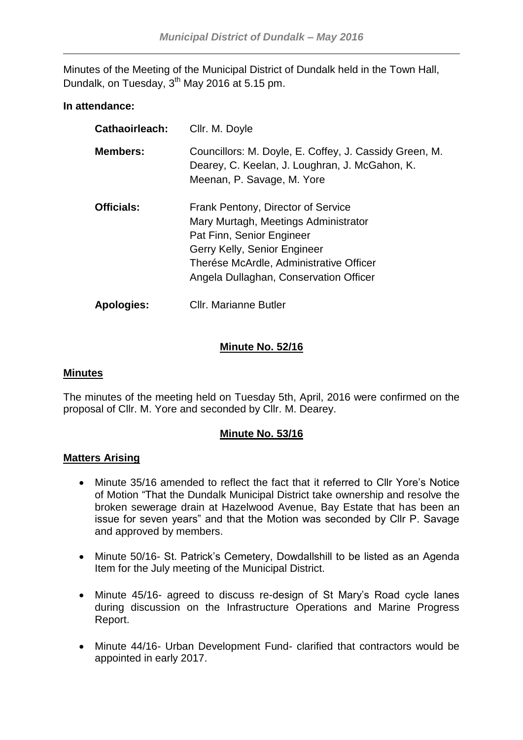Minutes of the Meeting of the Municipal District of Dundalk held in the Town Hall, Dundalk, on Tuesday, 3th May 2016 at 5.15 pm.

**In attendance:**

| | |
|---|---|
| **Cathaoirleach:** | Cllr. M. Doyle |
| **Members:** | Councillors: M. Doyle, E. Coffey, J. Cassidy Green, M. Dearey, C. Keelan, J. Loughran, J. McGahon, K. Meenan, P. Savage, M. Yore |
| **Officials:** | Frank Pentony, Director of Service<br>Mary Murtagh, Meetings Administrator<br>Pat Finn, Senior Engineer<br>Gerry Kelly, Senior Engineer<br>Therése McArdle, Administrative Officer<br>Angela Dullaghan, Conservation Officer |
| **Apologies:** | Cllr. Marianne Butler |

## Minute No. 52/16

### Minutes

The minutes of the meeting held on Tuesday 5th, April, 2016 were confirmed on the proposal of Cllr. M. Yore and seconded by Cllr. M. Dearey.

## Minute No. 53/16

### Matters Arising

- Minute 35/16 amended to reflect the fact that it referred to Cllr Yore's Notice of Motion "That the Dundalk Municipal District take ownership and resolve the broken sewerage drain at Hazelwood Avenue, Bay Estate that has been an issue for seven years" and that the Motion was seconded by Cllr P. Savage and approved by members.

- Minute 50/16- St. Patrick's Cemetery, Dowdallshill to be listed as an Agenda Item for the July meeting of the Municipal District.

- Minute 45/16- agreed to discuss re-design of St Mary's Road cycle lanes during discussion on the Infrastructure Operations and Marine Progress Report.

- Minute 44/16- Urban Development Fund- clarified that contractors would be appointed in early 2017.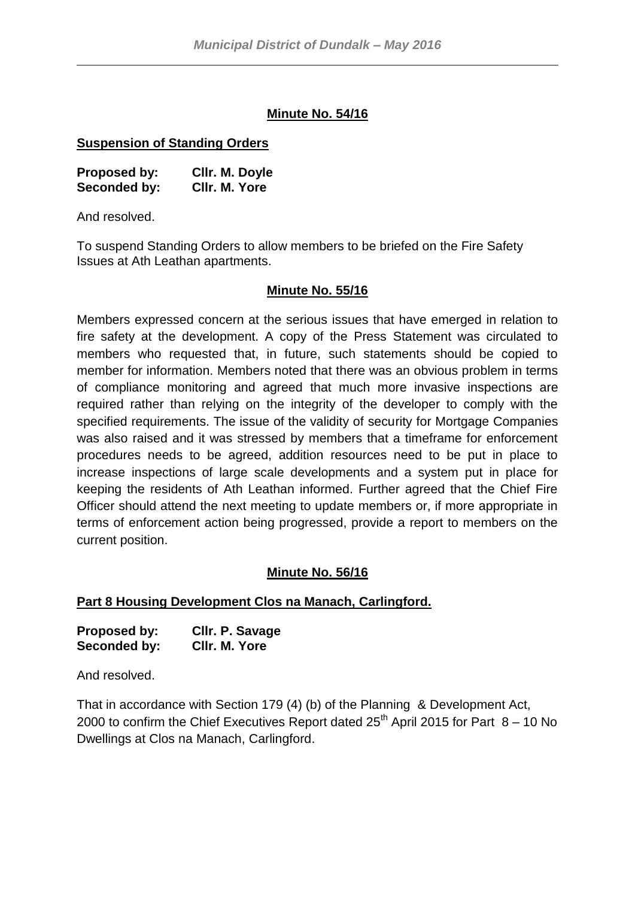## Minute No. 54/16

**Suspension of Standing Orders**

**Proposed by:** **Cllr. M. Doyle**
**Seconded by:** **Cllr. M. Yore**

And resolved.

To suspend Standing Orders to allow members to be briefed on the Fire Safety Issues at Ath Leathan apartments.

## Minute No. 55/16

Members expressed concern at the serious issues that have emerged in relation to fire safety at the development. A copy of the Press Statement was circulated to members who requested that, in future, such statements should be copied to member for information. Members noted that there was an obvious problem in terms of compliance monitoring and agreed that much more invasive inspections are required rather than relying on the integrity of the developer to comply with the specified requirements. The issue of the validity of security for Mortgage Companies was also raised and it was stressed by members that a timeframe for enforcement procedures needs to be agreed, addition resources need to be put in place to increase inspections of large scale developments and a system put in place for keeping the residents of Ath Leathan informed. Further agreed that the Chief Fire Officer should attend the next meeting to update members or, if more appropriate in terms of enforcement action being progressed, provide a report to members on the current position.

## Minute No. 56/16

**Part 8 Housing Development Clos na Manach, Carlingford.**

**Proposed by:** **Cllr. P. Savage**
**Seconded by:** **Cllr. M. Yore**

And resolved.

That in accordance with Section 179 (4) (b) of the Planning & Development Act, 2000 to confirm the Chief Executives Report dated 25th April 2015 for Part 8 – 10 No Dwellings at Clos na Manach, Carlingford.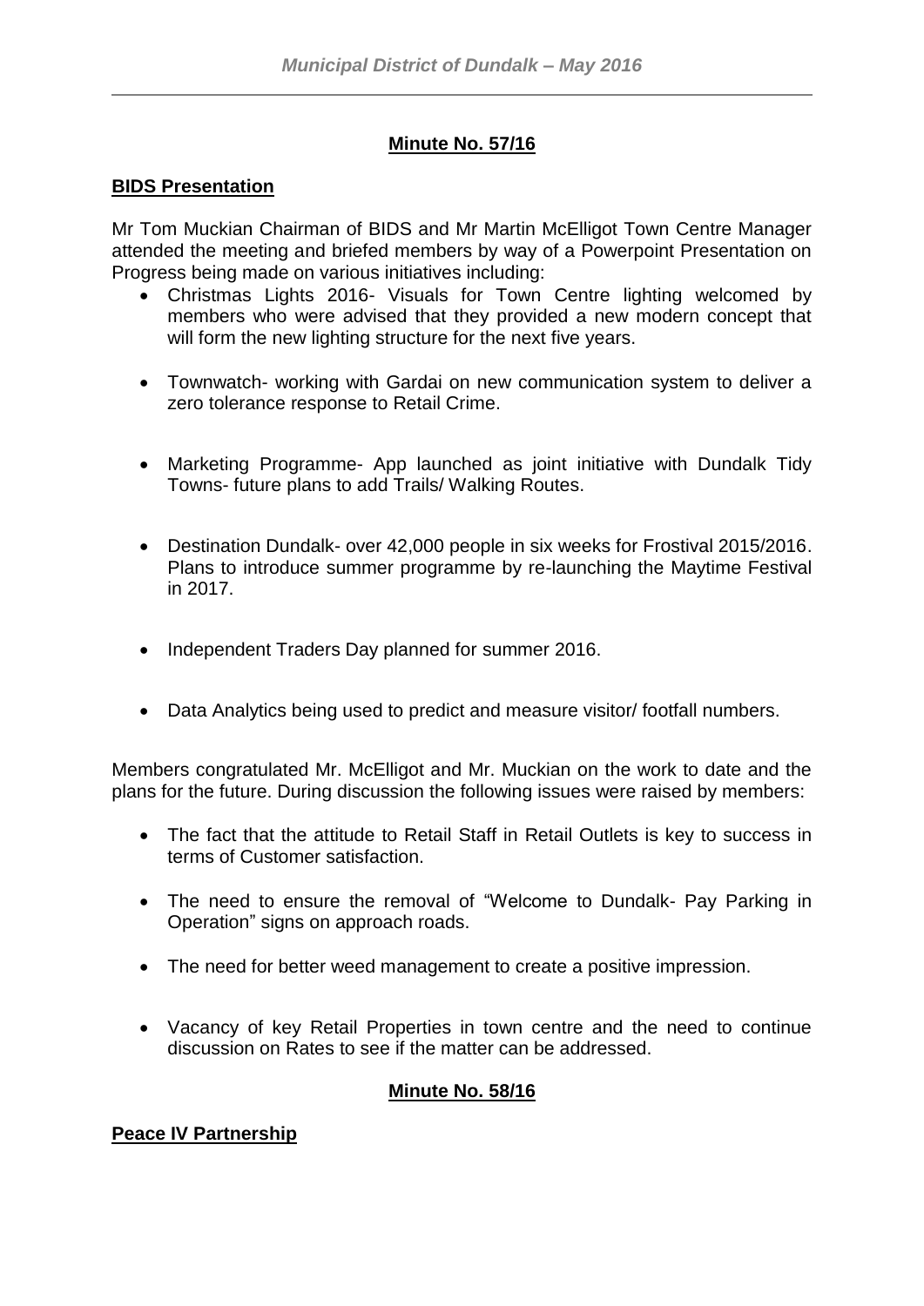**Minute No. 57/16**

**BIDS Presentation**

Mr Tom Muckian Chairman of BIDS and Mr Martin McElligot Town Centre Manager attended the meeting and briefed members by way of a Powerpoint Presentation on Progress being made on various initiatives including:

- Christmas Lights 2016- Visuals for Town Centre lighting welcomed by members who were advised that they provided a new modern concept that will form the new lighting structure for the next five years.
- Townwatch- working with Gardai on new communication system to deliver a zero tolerance response to Retail Crime.
- Marketing Programme- App launched as joint initiative with Dundalk Tidy Towns- future plans to add Trails/ Walking Routes.
- Destination Dundalk- over 42,000 people in six weeks for Frostival 2015/2016. Plans to introduce summer programme by re-launching the Maytime Festival in 2017.
- Independent Traders Day planned for summer 2016.
- Data Analytics being used to predict and measure visitor/ footfall numbers.

Members congratulated Mr. McElligot and Mr. Muckian on the work to date and the plans for the future. During discussion the following issues were raised by members:

- The fact that the attitude to Retail Staff in Retail Outlets is key to success in terms of Customer satisfaction.
- The need to ensure the removal of "Welcome to Dundalk- Pay Parking in Operation" signs on approach roads.
- The need for better weed management to create a positive impression.
- Vacancy of key Retail Properties in town centre and the need to continue discussion on Rates to see if the matter can be addressed.

**Minute No. 58/16**

**Peace IV Partnership**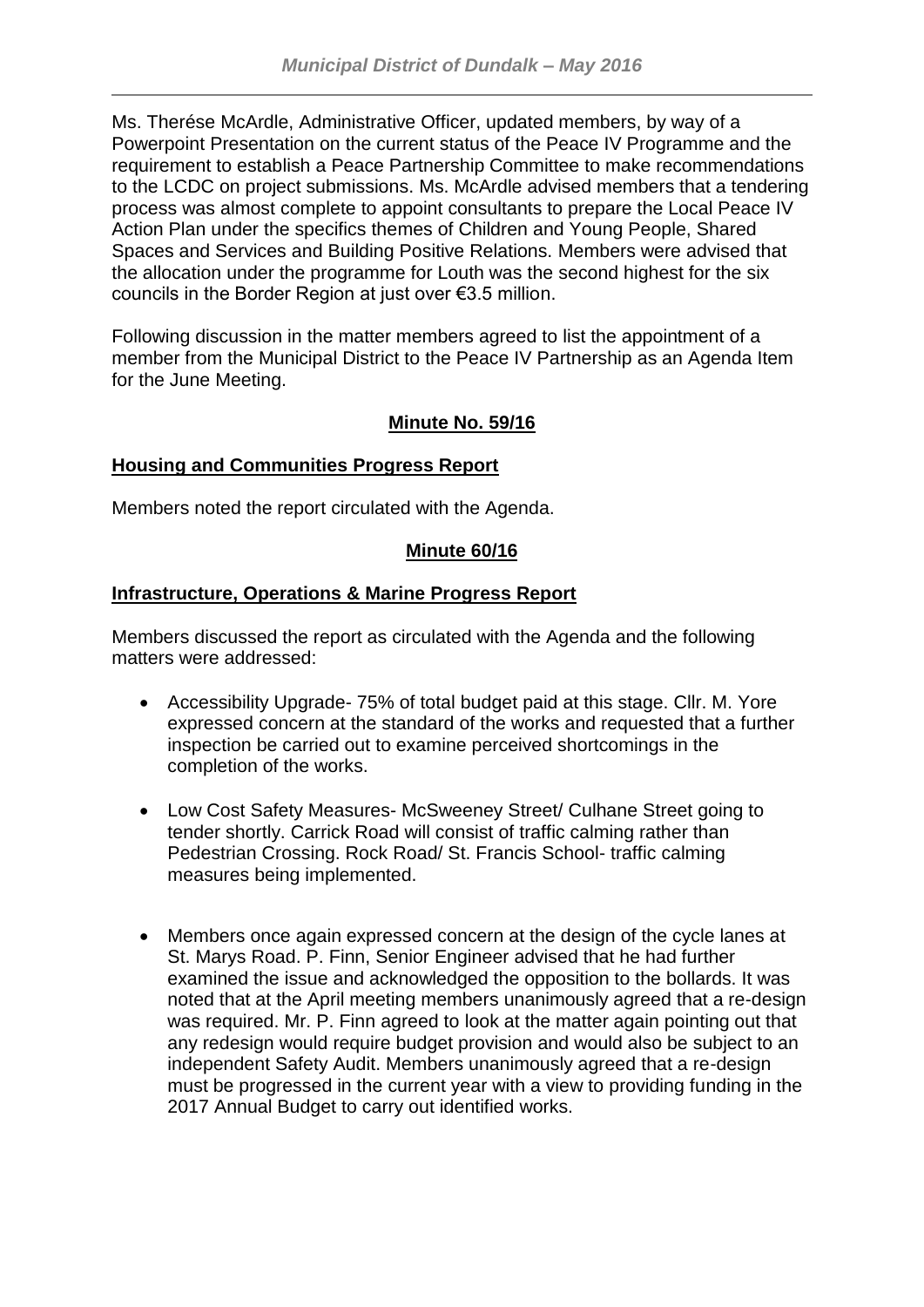Ms. Therése McArdle, Administrative Officer, updated members, by way of a Powerpoint Presentation on the current status of the Peace IV Programme and the requirement to establish a Peace Partnership Committee to make recommendations to the LCDC on project submissions. Ms. McArdle advised members that a tendering process was almost complete to appoint consultants to prepare the Local Peace IV Action Plan under the specifics themes of Children and Young People, Shared Spaces and Services and Building Positive Relations. Members were advised that the allocation under the programme for Louth was the second highest for the six councils in the Border Region at just over €3.5 million.

Following discussion in the matter members agreed to list the appointment of a member from the Municipal District to the Peace IV Partnership as an Agenda Item for the June Meeting.

**Minute No. 59/16**

**Housing and Communities Progress Report**

Members noted the report circulated with the Agenda.

**Minute 60/16**

**Infrastructure, Operations & Marine Progress Report**

Members discussed the report as circulated with the Agenda and the following matters were addressed:

- Accessibility Upgrade- 75% of total budget paid at this stage. Cllr. M. Yore expressed concern at the standard of the works and requested that a further inspection be carried out to examine perceived shortcomings in the completion of the works.
- Low Cost Safety Measures- McSweeney Street/ Culhane Street going to tender shortly. Carrick Road will consist of traffic calming rather than Pedestrian Crossing. Rock Road/ St. Francis School- traffic calming measures being implemented.
- Members once again expressed concern at the design of the cycle lanes at St. Marys Road. P. Finn, Senior Engineer advised that he had further examined the issue and acknowledged the opposition to the bollards. It was noted that at the April meeting members unanimously agreed that a re-design was required. Mr. P. Finn agreed to look at the matter again pointing out that any redesign would require budget provision and would also be subject to an independent Safety Audit. Members unanimously agreed that a re-design must be progressed in the current year with a view to providing funding in the 2017 Annual Budget to carry out identified works.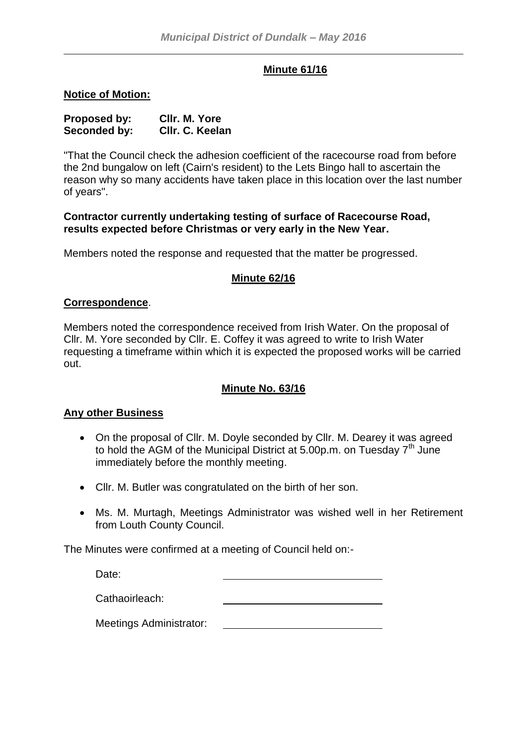## Minute 61/16

**Notice of Motion:**

**Proposed by: Cllr. M. Yore**
**Seconded by: Cllr. C. Keelan**

"That the Council check the adhesion coefficient of the racecourse road from before the 2nd bungalow on left (Cairn's resident) to the Lets Bingo hall to ascertain the reason why so many accidents have taken place in this location over the last number of years".

**Contractor currently undertaking testing of surface of Racecourse Road, results expected before Christmas or very early in the New Year.**

Members noted the response and requested that the matter be progressed.

## Minute 62/16

**Correspondence**.

Members noted the correspondence received from Irish Water. On the proposal of Cllr. M. Yore seconded by Cllr. E. Coffey it was agreed to write to Irish Water requesting a timeframe within which it is expected the proposed works will be carried out.

## Minute No. 63/16

**Any other Business**

- On the proposal of Cllr. M. Doyle seconded by Cllr. M. Dearey it was agreed to hold the AGM of the Municipal District at 5.00p.m. on Tuesday 7th June immediately before the monthly meeting.
- Cllr. M. Butler was congratulated on the birth of her son.
- Ms. M. Murtagh, Meetings Administrator was wished well in her Retirement from Louth County Council.

The Minutes were confirmed at a meeting of Council held on:-

Date: ____________________________

Cathaoirleach: ____________________________

Meetings Administrator: ____________________________